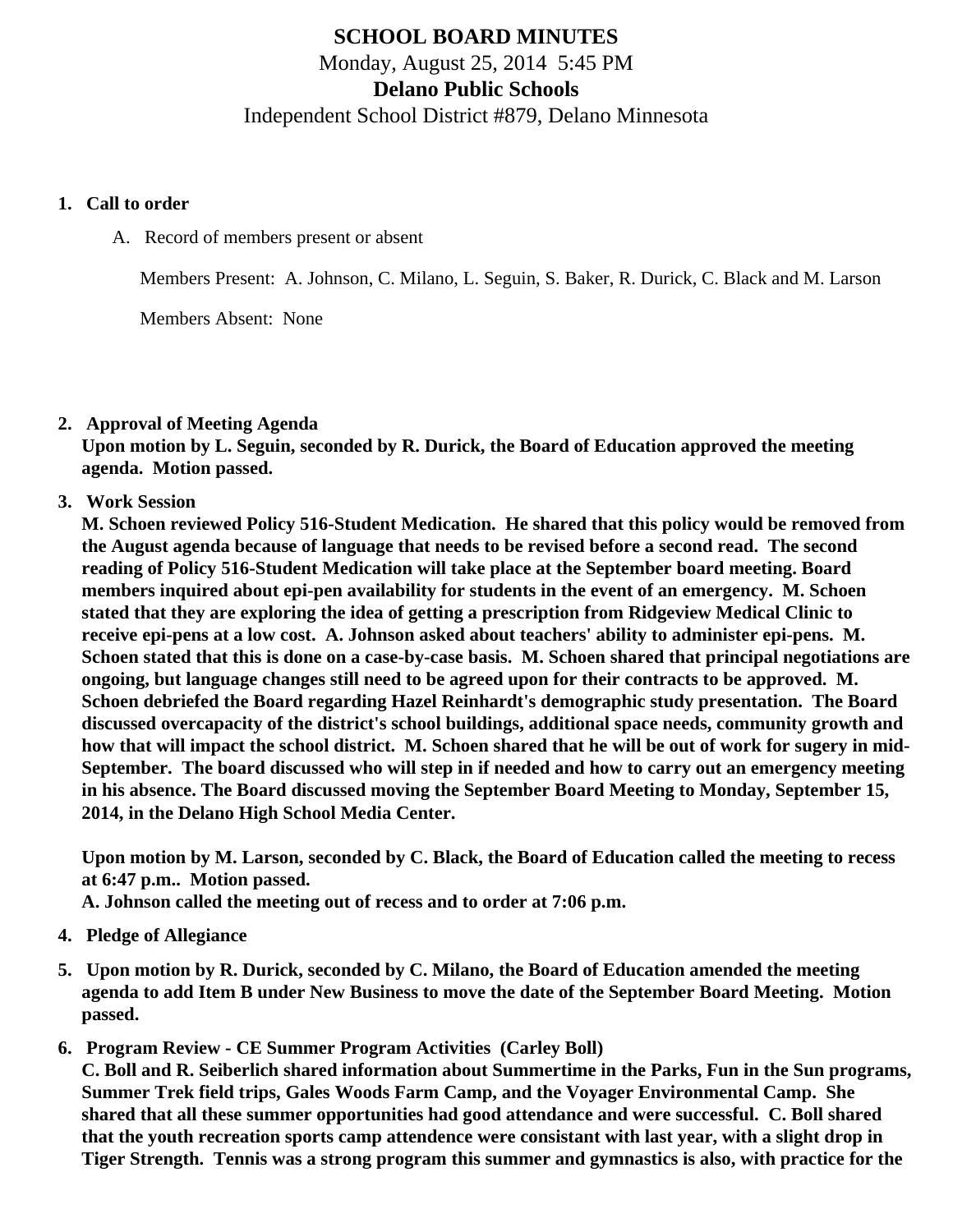# SCHOOL BOARD MINUTES

Monday, August 25, 2014 5:45 PM

**Delano Public Schools**

Independent School District #879, Delano Minnesota

1. **Call to order**

   A. Record of members present or absent

   Members Present: A. Johnson, C. Milano, L. Seguin, S. Baker, R. Durick, C. Black and M. Larson

   Members Absent: None

2. **Approval of Meeting Agenda**
   **Upon motion by L. Seguin, seconded by R. Durick, the Board of Education approved the meeting agenda. Motion passed.**

3. **Work Session**
   **M. Schoen reviewed Policy 516-Student Medication. He shared that this policy would be removed from the August agenda because of language that needs to be revised before a second read. The second reading of Policy 516-Student Medication will take place at the September board meeting. Board members inquired about epi-pen availability for students in the event of an emergency. M. Schoen stated that they are exploring the idea of getting a prescription from Ridgeview Medical Clinic to receive epi-pens at a low cost. A. Johnson asked about teachers' ability to administer epi-pens. M. Schoen stated that this is done on a case-by-case basis. M. Schoen shared that principal negotiations are ongoing, but language changes still need to be agreed upon for their contracts to be approved. M. Schoen debriefed the Board regarding Hazel Reinhardt's demographic study presentation. The Board discussed overcapacity of the district's school buildings, additional space needs, community growth and how that will impact the school district. M. Schoen shared that he will be out of work for sugery in mid-September. The board discussed who will step in if needed and how to carry out an emergency meeting in his absence. The Board discussed moving the September Board Meeting to Monday, September 15, 2014, in the Delano High School Media Center.**

   **Upon motion by M. Larson, seconded by C. Black, the Board of Education called the meeting to recess at 6:47 p.m.. Motion passed.**
   **A. Johnson called the meeting out of recess and to order at 7:06 p.m.**

4. **Pledge of Allegiance**

5. **Upon motion by R. Durick, seconded by C. Milano, the Board of Education amended the meeting agenda to add Item B under New Business to move the date of the September Board Meeting. Motion passed.**

6. **Program Review - CE Summer Program Activities (Carley Boll)**
   **C. Boll and R. Seiberlich shared information about Summertime in the Parks, Fun in the Sun programs, Summer Trek field trips, Gales Woods Farm Camp, and the Voyager Environmental Camp. She shared that all these summer opportunities had good attendance and were successful. C. Boll shared that the youth recreation sports camp attendence were consistant with last year, with a slight drop in Tiger Strength. Tennis was a strong program this summer and gymnastics is also, with practice for the**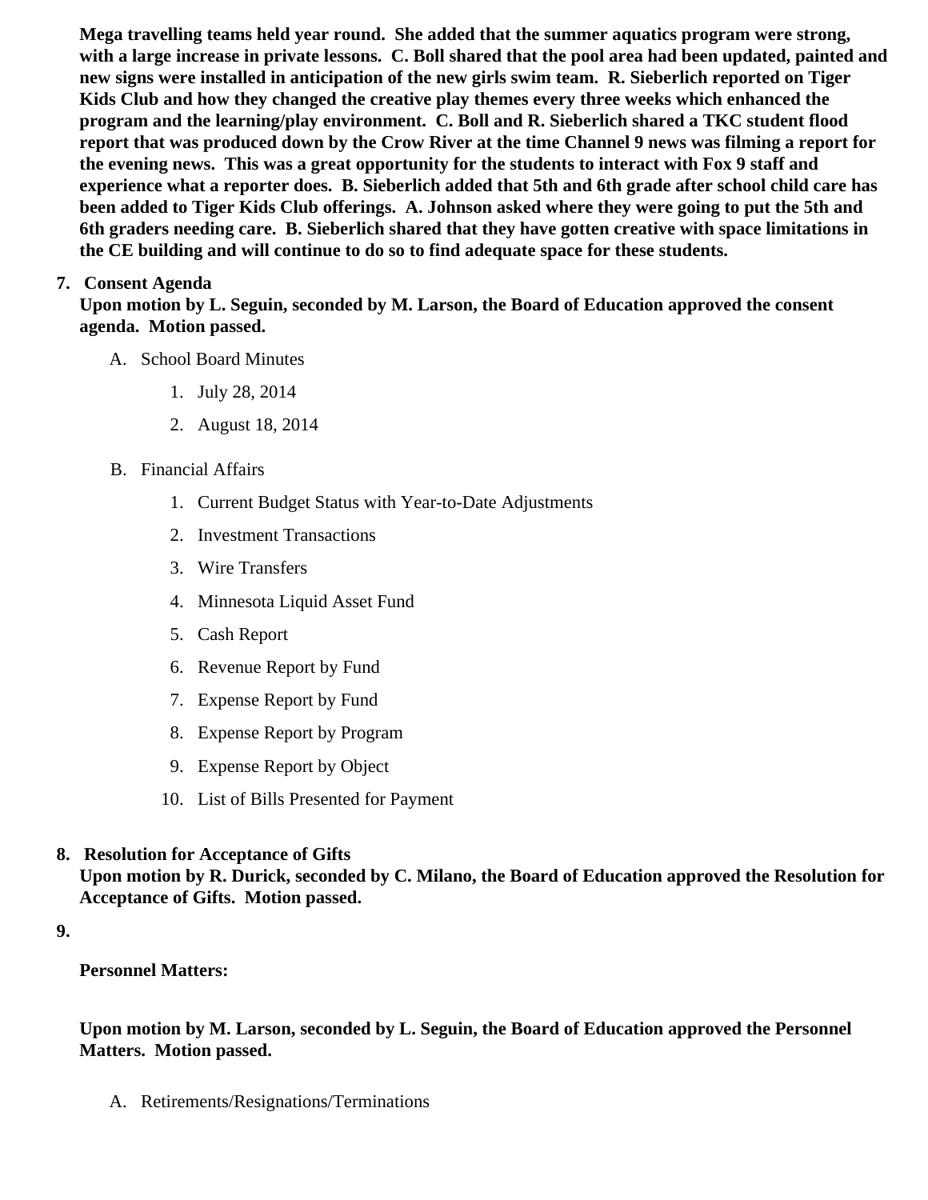**Mega travelling teams held year round. She added that the summer aquatics program were strong, with a large increase in private lessons. C. Boll shared that the pool area had been updated, painted and new signs were installed in anticipation of the new girls swim team. R. Sieberlich reported on Tiger Kids Club and how they changed the creative play themes every three weeks which enhanced the program and the learning/play environment. C. Boll and R. Sieberlich shared a TKC student flood report that was produced down by the Crow River at the time Channel 9 news was filming a report for the evening news. This was a great opportunity for the students to interact with Fox 9 staff and experience what a reporter does. B. Sieberlich added that 5th and 6th grade after school child care has been added to Tiger Kids Club offerings. A. Johnson asked where they were going to put the 5th and 6th graders needing care. B. Sieberlich shared that they have gotten creative with space limitations in the CE building and will continue to do so to find adequate space for these students.**

7. **Consent Agenda**
   **Upon motion by L. Seguin, seconded by M. Larson, the Board of Education approved the consent agenda. Motion passed.**

   A. School Board Minutes
      1. July 28, 2014
      2. August 18, 2014

   B. Financial Affairs
      1. Current Budget Status with Year-to-Date Adjustments
      2. Investment Transactions
      3. Wire Transfers
      4. Minnesota Liquid Asset Fund
      5. Cash Report
      6. Revenue Report by Fund
      7. Expense Report by Fund
      8. Expense Report by Program
      9. Expense Report by Object
      10. List of Bills Presented for Payment

8. **Resolution for Acceptance of Gifts**
   **Upon motion by R. Durick, seconded by C. Milano, the Board of Education approved the Resolution for Acceptance of Gifts. Motion passed.**

9. **Personnel Matters:**

   **Upon motion by M. Larson, seconded by L. Seguin, the Board of Education approved the Personnel Matters. Motion passed.**

   A. Retirements/Resignations/Terminations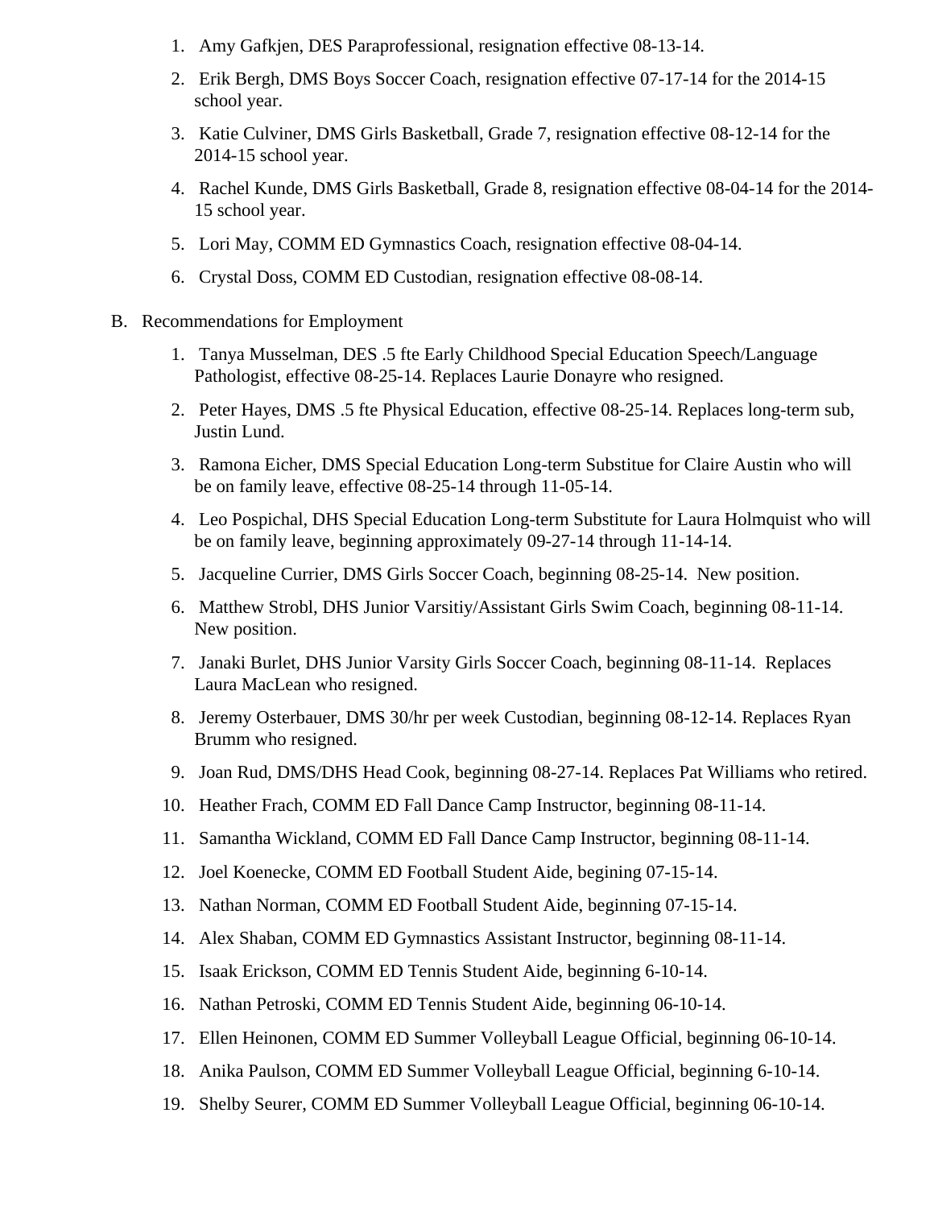1. Amy Gafkjen, DES Paraprofessional, resignation effective 08-13-14.
2. Erik Bergh, DMS Boys Soccer Coach, resignation effective 07-17-14 for the 2014-15 school year.
3. Katie Culviner, DMS Girls Basketball, Grade 7, resignation effective 08-12-14 for the 2014-15 school year.
4. Rachel Kunde, DMS Girls Basketball, Grade 8, resignation effective 08-04-14 for the 2014-15 school year.
5. Lori May, COMM ED Gymnastics Coach, resignation effective 08-04-14.
6. Crystal Doss, COMM ED Custodian, resignation effective 08-08-14.

B. Recommendations for Employment

1. Tanya Musselman, DES .5 fte Early Childhood Special Education Speech/Language Pathologist, effective 08-25-14. Replaces Laurie Donayre who resigned.
2. Peter Hayes, DMS .5 fte Physical Education, effective 08-25-14. Replaces long-term sub, Justin Lund.
3. Ramona Eicher, DMS Special Education Long-term Substitue for Claire Austin who will be on family leave, effective 08-25-14 through 11-05-14.
4. Leo Pospichal, DHS Special Education Long-term Substitute for Laura Holmquist who will be on family leave, beginning approximately 09-27-14 through 11-14-14.
5. Jacqueline Currier, DMS Girls Soccer Coach, beginning 08-25-14. New position.
6. Matthew Strobl, DHS Junior Varsitiy/Assistant Girls Swim Coach, beginning 08-11-14. New position.
7. Janaki Burlet, DHS Junior Varsity Girls Soccer Coach, beginning 08-11-14. Replaces Laura MacLean who resigned.
8. Jeremy Osterbauer, DMS 30/hr per week Custodian, beginning 08-12-14. Replaces Ryan Brumm who resigned.
9. Joan Rud, DMS/DHS Head Cook, beginning 08-27-14. Replaces Pat Williams who retired.
10. Heather Frach, COMM ED Fall Dance Camp Instructor, beginning 08-11-14.
11. Samantha Wickland, COMM ED Fall Dance Camp Instructor, beginning 08-11-14.
12. Joel Koenecke, COMM ED Football Student Aide, begining 07-15-14.
13. Nathan Norman, COMM ED Football Student Aide, beginning 07-15-14.
14. Alex Shaban, COMM ED Gymnastics Assistant Instructor, beginning 08-11-14.
15. Isaak Erickson, COMM ED Tennis Student Aide, beginning 6-10-14.
16. Nathan Petroski, COMM ED Tennis Student Aide, beginning 06-10-14.
17. Ellen Heinonen, COMM ED Summer Volleyball League Official, beginning 06-10-14.
18. Anika Paulson, COMM ED Summer Volleyball League Official, beginning 6-10-14.
19. Shelby Seurer, COMM ED Summer Volleyball League Official, beginning 06-10-14.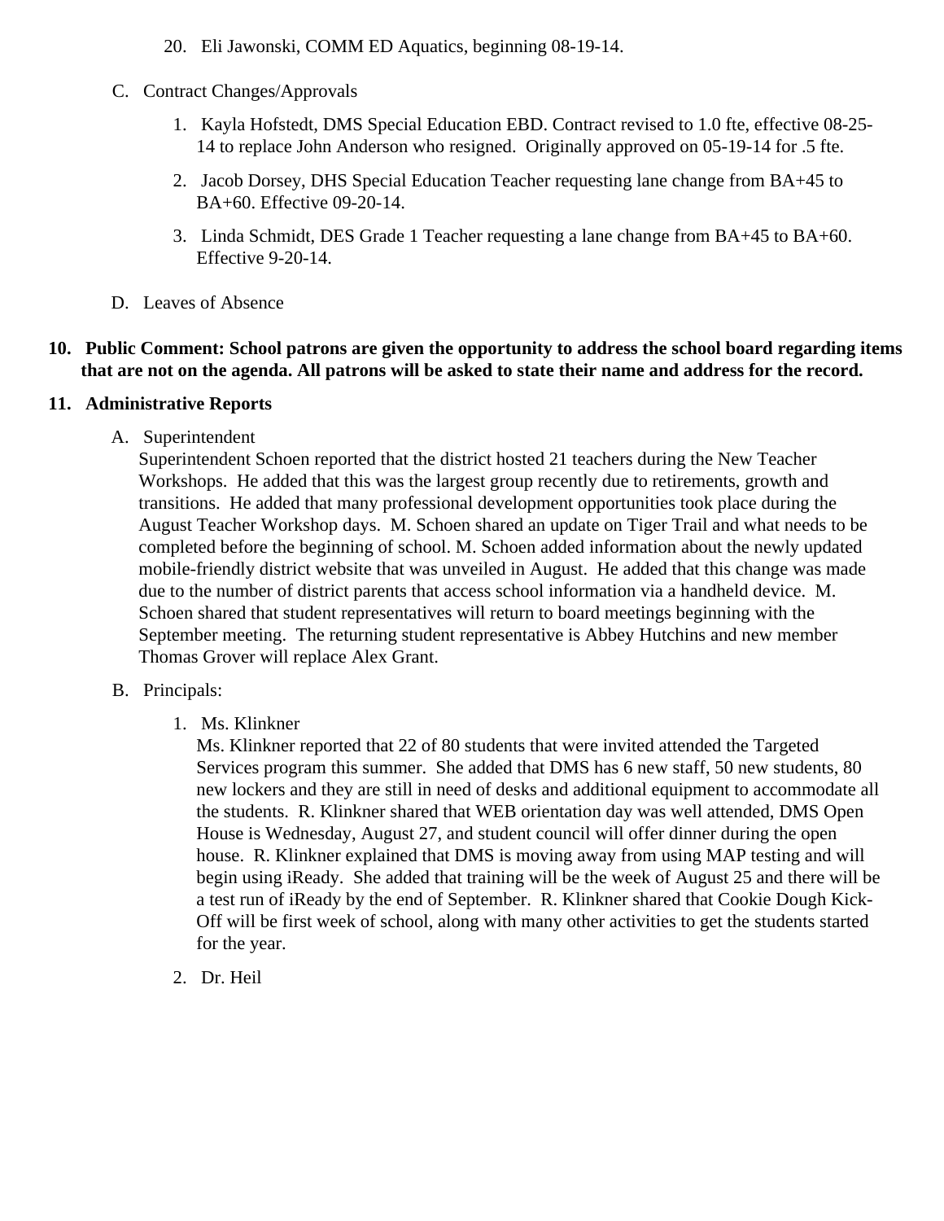20. Eli Jawonski, COMM ED Aquatics, beginning 08-19-14.

C. Contract Changes/Approvals

1. Kayla Hofstedt, DMS Special Education EBD. Contract revised to 1.0 fte, effective 08-25-14 to replace John Anderson who resigned. Originally approved on 05-19-14 for .5 fte.
2. Jacob Dorsey, DHS Special Education Teacher requesting lane change from BA+45 to BA+60. Effective 09-20-14.
3. Linda Schmidt, DES Grade 1 Teacher requesting a lane change from BA+45 to BA+60. Effective 9-20-14.

D. Leaves of Absence

**10. Public Comment: School patrons are given the opportunity to address the school board regarding items that are not on the agenda. All patrons will be asked to state their name and address for the record.**

**11. Administrative Reports**

A. Superintendent

Superintendent Schoen reported that the district hosted 21 teachers during the New Teacher Workshops. He added that this was the largest group recently due to retirements, growth and transitions. He added that many professional development opportunities took place during the August Teacher Workshop days. M. Schoen shared an update on Tiger Trail and what needs to be completed before the beginning of school. M. Schoen added information about the newly updated mobile-friendly district website that was unveiled in August. He added that this change was made due to the number of district parents that access school information via a handheld device. M. Schoen shared that student representatives will return to board meetings beginning with the September meeting. The returning student representative is Abbey Hutchins and new member Thomas Grover will replace Alex Grant.

B. Principals:

1. Ms. Klinkner

Ms. Klinkner reported that 22 of 80 students that were invited attended the Targeted Services program this summer. She added that DMS has 6 new staff, 50 new students, 80 new lockers and they are still in need of desks and additional equipment to accommodate all the students. R. Klinkner shared that WEB orientation day was well attended, DMS Open House is Wednesday, August 27, and student council will offer dinner during the open house. R. Klinkner explained that DMS is moving away from using MAP testing and will begin using iReady. She added that training will be the week of August 25 and there will be a test run of iReady by the end of September. R. Klinkner shared that Cookie Dough Kick-Off will be first week of school, along with many other activities to get the students started for the year.

2. Dr. Heil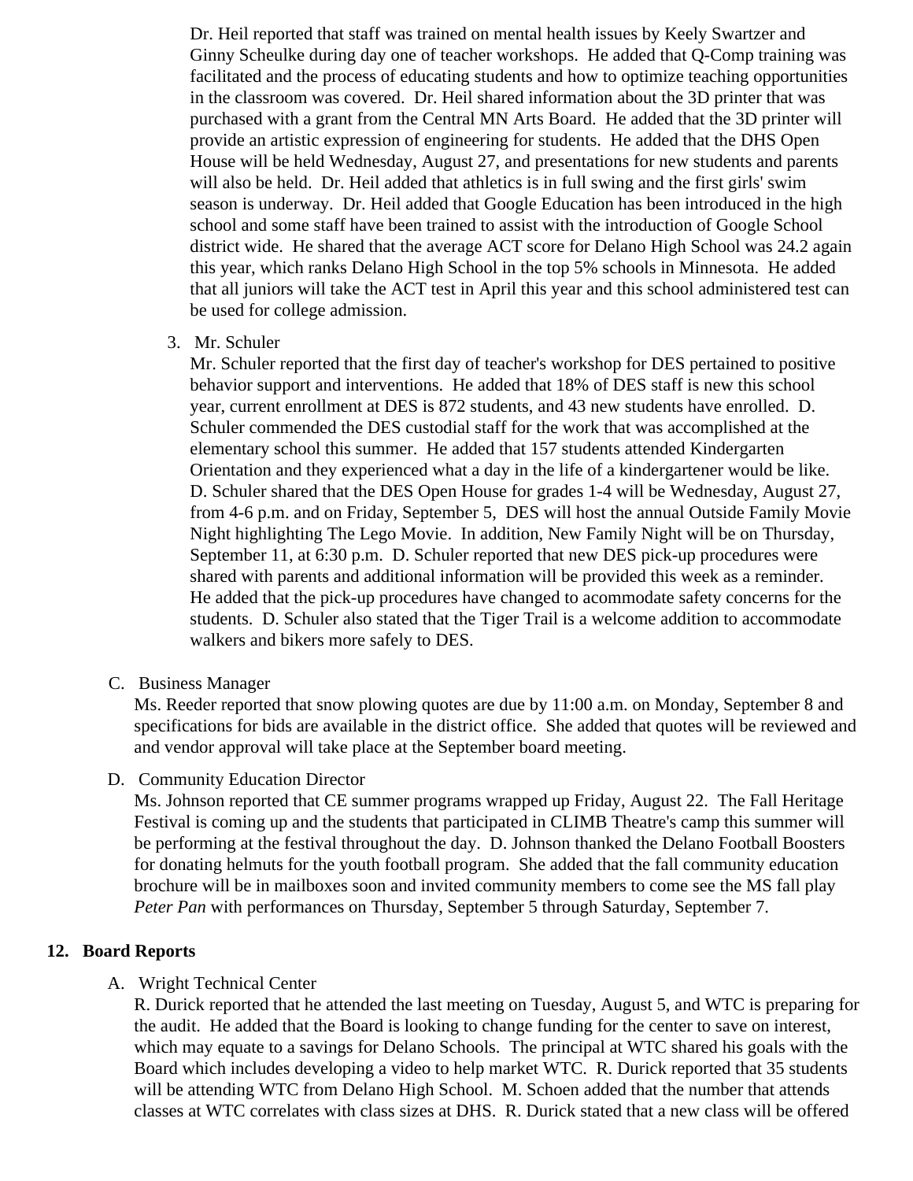Dr. Heil reported that staff was trained on mental health issues by Keely Swartzer and Ginny Scheulke during day one of teacher workshops. He added that Q-Comp training was facilitated and the process of educating students and how to optimize teaching opportunities in the classroom was covered. Dr. Heil shared information about the 3D printer that was purchased with a grant from the Central MN Arts Board. He added that the 3D printer will provide an artistic expression of engineering for students. He added that the DHS Open House will be held Wednesday, August 27, and presentations for new students and parents will also be held. Dr. Heil added that athletics is in full swing and the first girls' swim season is underway. Dr. Heil added that Google Education has been introduced in the high school and some staff have been trained to assist with the introduction of Google School district wide. He shared that the average ACT score for Delano High School was 24.2 again this year, which ranks Delano High School in the top 5% schools in Minnesota. He added that all juniors will take the ACT test in April this year and this school administered test can be used for college admission.

3. Mr. Schuler

   Mr. Schuler reported that the first day of teacher's workshop for DES pertained to positive behavior support and interventions. He added that 18% of DES staff is new this school year, current enrollment at DES is 872 students, and 43 new students have enrolled. D. Schuler commended the DES custodial staff for the work that was accomplished at the elementary school this summer. He added that 157 students attended Kindergarten Orientation and they experienced what a day in the life of a kindergartener would be like. D. Schuler shared that the DES Open House for grades 1-4 will be Wednesday, August 27, from 4-6 p.m. and on Friday, September 5, DES will host the annual Outside Family Movie Night highlighting The Lego Movie. In addition, New Family Night will be on Thursday, September 11, at 6:30 p.m. D. Schuler reported that new DES pick-up procedures were shared with parents and additional information will be provided this week as a reminder. He added that the pick-up procedures have changed to acommodate safety concerns for the students. D. Schuler also stated that the Tiger Trail is a welcome addition to accommodate walkers and bikers more safely to DES.

C. Business Manager

   Ms. Reeder reported that snow plowing quotes are due by 11:00 a.m. on Monday, September 8 and specifications for bids are available in the district office. She added that quotes will be reviewed and and vendor approval will take place at the September board meeting.

D. Community Education Director

   Ms. Johnson reported that CE summer programs wrapped up Friday, August 22. The Fall Heritage Festival is coming up and the students that participated in CLIMB Theatre's camp this summer will be performing at the festival throughout the day. D. Johnson thanked the Delano Football Boosters for donating helmuts for the youth football program. She added that the fall community education brochure will be in mailboxes soon and invited community members to come see the MS fall play *Peter Pan* with performances on Thursday, September 5 through Saturday, September 7.

## 12. Board Reports

A. Wright Technical Center

   R. Durick reported that he attended the last meeting on Tuesday, August 5, and WTC is preparing for the audit. He added that the Board is looking to change funding for the center to save on interest, which may equate to a savings for Delano Schools. The principal at WTC shared his goals with the Board which includes developing a video to help market WTC. R. Durick reported that 35 students will be attending WTC from Delano High School. M. Schoen added that the number that attends classes at WTC correlates with class sizes at DHS. R. Durick stated that a new class will be offered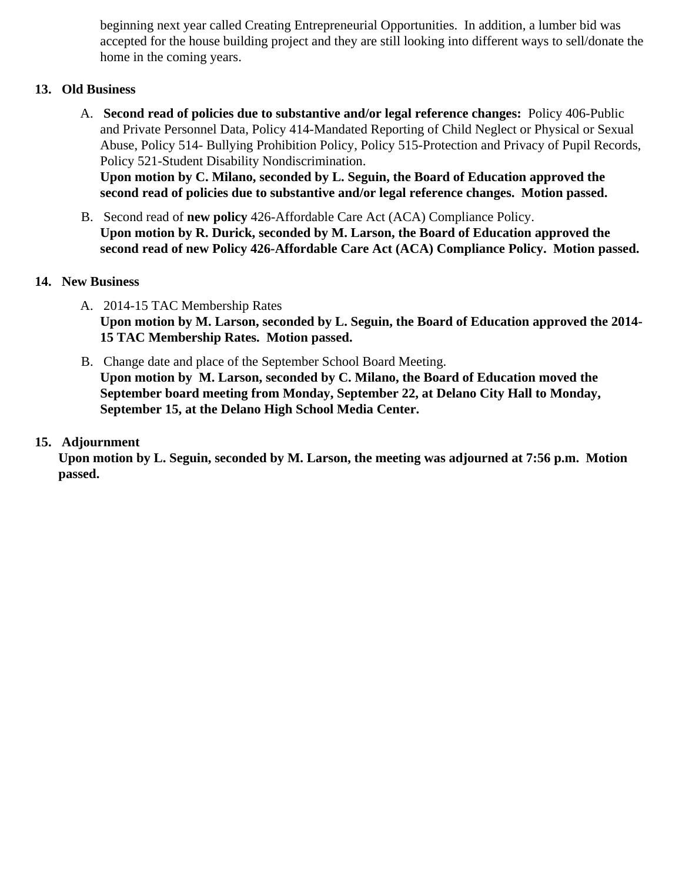beginning next year called Creating Entrepreneurial Opportunities. In addition, a lumber bid was accepted for the house building project and they are still looking into different ways to sell/donate the home in the coming years.

**13. Old Business**

A. **Second read of policies due to substantive and/or legal reference changes:** Policy 406-Public and Private Personnel Data, Policy 414-Mandated Reporting of Child Neglect or Physical or Sexual Abuse, Policy 514- Bullying Prohibition Policy, Policy 515-Protection and Privacy of Pupil Records, Policy 521-Student Disability Nondiscrimination.
**Upon motion by C. Milano, seconded by L. Seguin, the Board of Education approved the second read of policies due to substantive and/or legal reference changes. Motion passed.**

B. Second read of **new policy** 426-Affordable Care Act (ACA) Compliance Policy.
**Upon motion by R. Durick, seconded by M. Larson, the Board of Education approved the second read of new Policy 426-Affordable Care Act (ACA) Compliance Policy. Motion passed.**

**14. New Business**

A. 2014-15 TAC Membership Rates
**Upon motion by M. Larson, seconded by L. Seguin, the Board of Education approved the 2014-15 TAC Membership Rates. Motion passed.**

B. Change date and place of the September School Board Meeting.
**Upon motion by M. Larson, seconded by C. Milano, the Board of Education moved the September board meeting from Monday, September 22, at Delano City Hall to Monday, September 15, at the Delano High School Media Center.**

**15. Adjournment**
**Upon motion by L. Seguin, seconded by M. Larson, the meeting was adjourned at 7:56 p.m. Motion passed.**